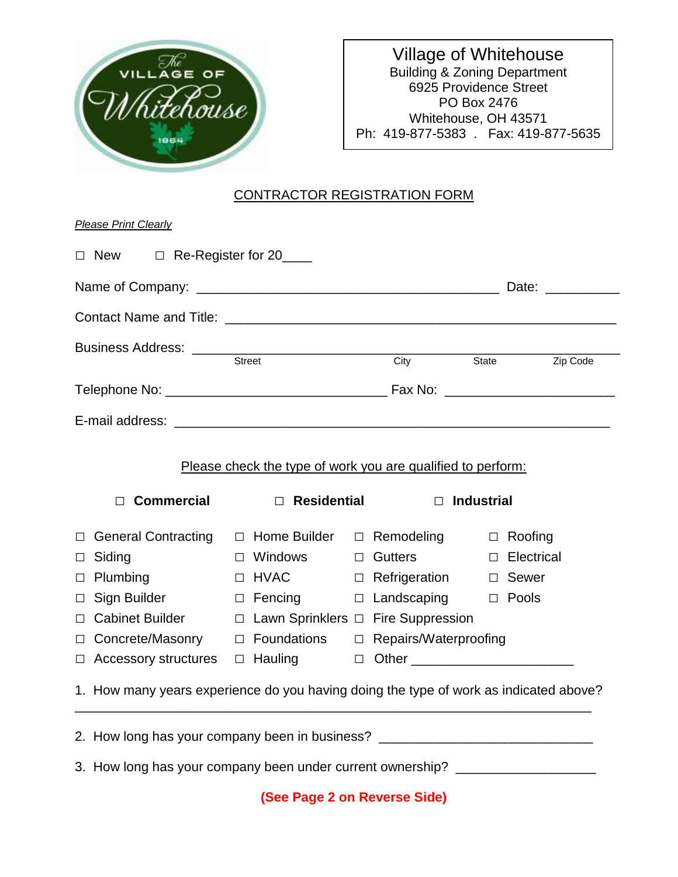Village of Whitehouse
Building & Zoning Department
6925 Providence Street
PO Box 2476
Whitehouse, OH 43571
Ph: 419-877-5383 . Fax: 419-877-5635

# CONTRACTOR REGISTRATION FORM

*Please Print Clearly*

☐ New ☐ Re-Register for 20____

Name of Company: ________________________________________ Date: __________

Contact Name and Title: ______________________________________________________

Business Address: ____________________________________________________________
Street City State Zip Code

Telephone No: ______________________________ Fax No: _______________________

E-mail address: ____________________________________________________________

Please check the type of work you are qualified to perform:

☐ **Commercial** ☐ **Residential** ☐ **Industrial**

| | | | |
|---|---|---|---|
| ☐ General Contracting | ☐ Home Builder | ☐ Remodeling | ☐ Roofing |
| ☐ Siding | ☐ Windows | ☐ Gutters | ☐ Electrical |
| ☐ Plumbing | ☐ HVAC | ☐ Refrigeration | ☐ Sewer |
| ☐ Sign Builder | ☐ Fencing | ☐ Landscaping | ☐ Pools |
| ☐ Cabinet Builder | ☐ Lawn Sprinklers | ☐ Fire Suppression | |
| ☐ Concrete/Masonry | ☐ Foundations | ☐ Repairs/Waterproofing | |
| ☐ Accessory structures | ☐ Hauling | ☐ Other ____________________ | |

1. How many years experience do you having doing the type of work as indicated above?
_______________________________________________________________________

2. How long has your company been in business? ____________________________

3. How long has your company been under current ownership? __________________

**(See Page 2 on Reverse Side)**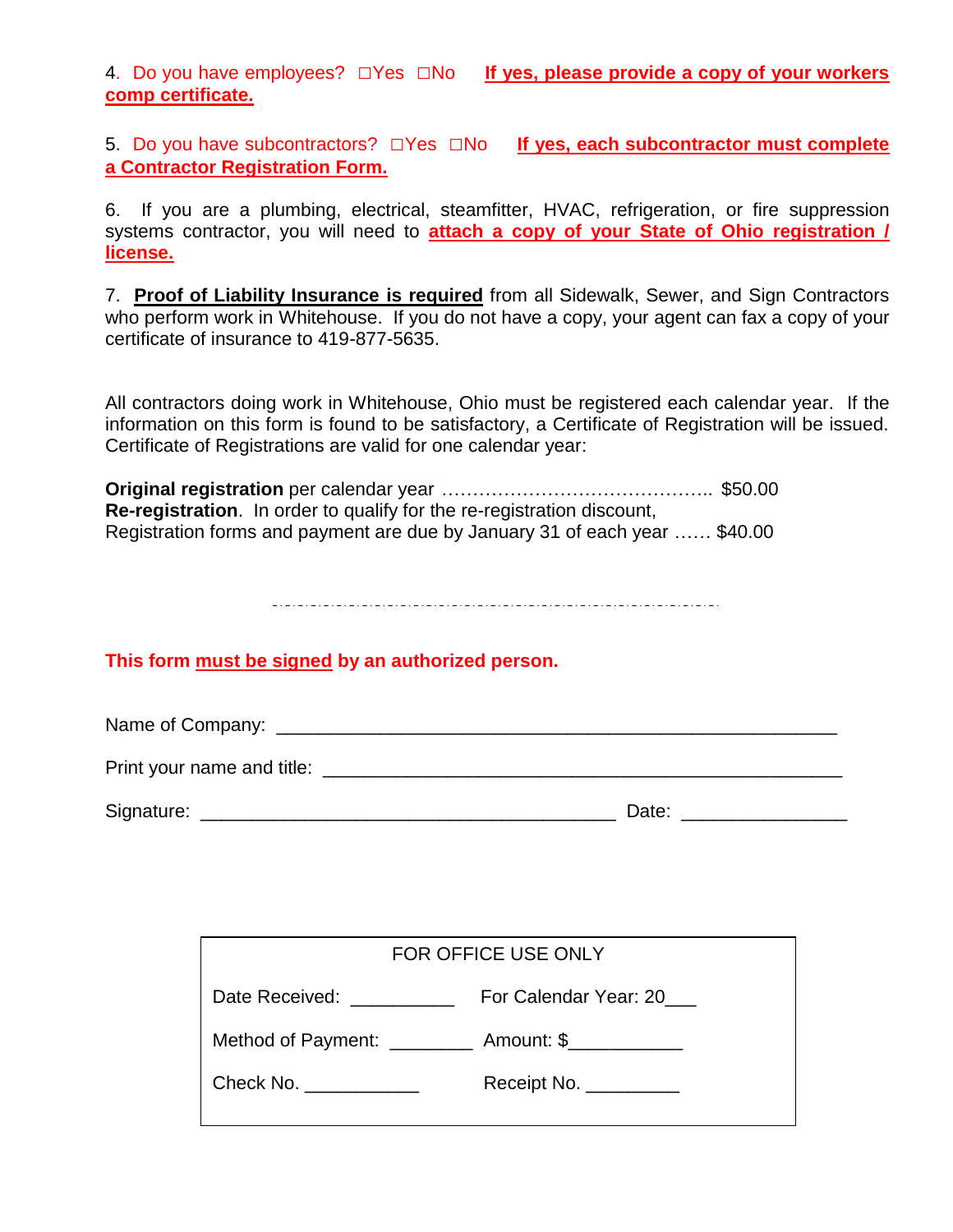4. Do you have employees? ☐Yes ☐No **If yes, please provide a copy of your workers comp certificate.**

5. Do you have subcontractors? ☐Yes ☐No **If yes, each subcontractor must complete a Contractor Registration Form.**

6. If you are a plumbing, electrical, steamfitter, HVAC, refrigeration, or fire suppression systems contractor, you will need to **attach a copy of your State of Ohio registration / license.**

7. **Proof of Liability Insurance is required** from all Sidewalk, Sewer, and Sign Contractors who perform work in Whitehouse. If you do not have a copy, your agent can fax a copy of your certificate of insurance to 419-877-5635.

All contractors doing work in Whitehouse, Ohio must be registered each calendar year. If the information on this form is found to be satisfactory, a Certificate of Registration will be issued. Certificate of Registrations are valid for one calendar year:

**Original registration** per calendar year ……………………………………….. $50.00
**Re-registration**. In order to qualify for the re-registration discount,
Registration forms and payment are due by January 31 of each year …… $40.00

---

**This form must be signed by an authorized person.**

Name of Company: ____________________________________________________

Print your name and title: ________________________________________________

Signature: _______________________________________ Date: _______________

| FOR OFFICE USE ONLY | |
| --- | --- |
| Date Received: __________ | For Calendar Year: 20___ |
| Method of Payment: ________ | Amount: $___________ |
| Check No. ___________ | Receipt No. _________ |